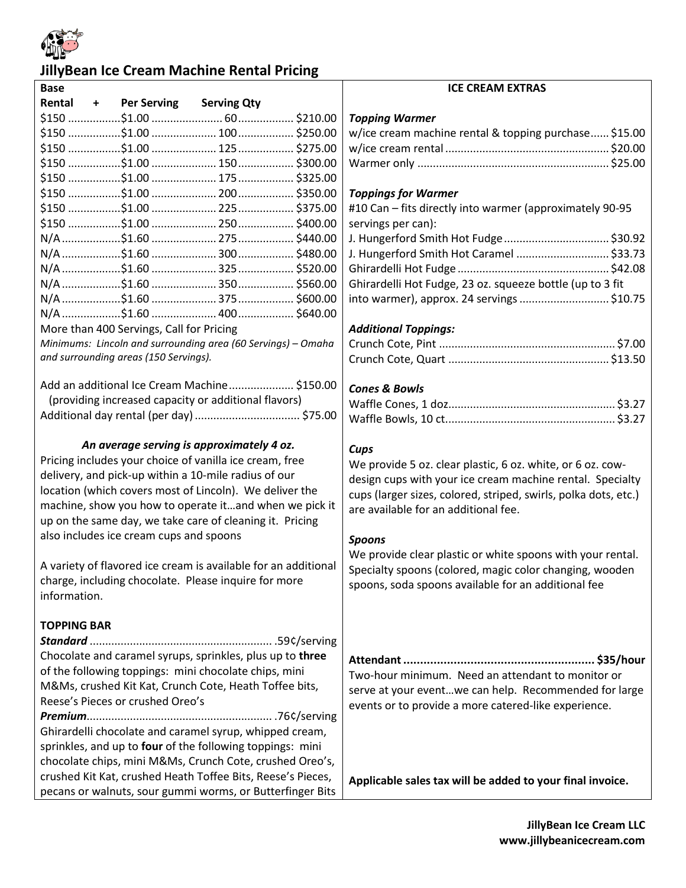# JillyBean Ice Cream Machine Rental Pricing

| Base Rental | + Per Serving | Serving Qty | |
|---|---|---|---|
| $150 | $1.00 | 60 | $210.00 |
| $150 | $1.00 | 100 | $250.00 |
| $150 | $1.00 | 125 | $275.00 |
| $150 | $1.00 | 150 | $300.00 |
| $150 | $1.00 | 175 | $325.00 |
| $150 | $1.00 | 200 | $350.00 |
| $150 | $1.00 | 225 | $375.00 |
| $150 | $1.00 | 250 | $400.00 |
| N/A | $1.60 | 275 | $440.00 |
| N/A | $1.60 | 300 | $480.00 |
| N/A | $1.60 | 325 | $520.00 |
| N/A | $1.60 | 350 | $560.00 |
| N/A | $1.60 | 375 | $600.00 |
| N/A | $1.60 | 400 | $640.00 |

More than 400 Servings, Call for Pricing

*Minimums: Lincoln and surrounding area (60 Servings) – Omaha and surrounding areas (150 Servings).*

Add an additional Ice Cream Machine .................... $150.00
(providing increased capacity or additional flavors)

Additional day rental (per day) .................................. $75.00

***An average serving is approximately 4 oz.***

Pricing includes your choice of vanilla ice cream, free delivery, and pick-up within a 10-mile radius of our location (which covers most of Lincoln). We deliver the machine, show you how to operate it…and when we pick it up on the same day, we take care of cleaning it. Pricing also includes ice cream cups and spoons

A variety of flavored ice cream is available for an additional charge, including chocolate. Please inquire for more information.

**TOPPING BAR**

***Standard*** .......................................................... .59¢/serving

Chocolate and caramel syrups, sprinkles, plus up to **three** of the following toppings: mini chocolate chips, mini M&Ms, crushed Kit Kat, Crunch Cote, Heath Toffee bits, Reese's Pieces or crushed Oreo's

***Premium*** .......................................................... .76¢/serving

Ghirardelli chocolate and caramel syrup, whipped cream, sprinkles, and up to **four** of the following toppings: mini chocolate chips, mini M&Ms, Crunch Cote, crushed Oreo's, crushed Kit Kat, crushed Heath Toffee Bits, Reese's Pieces, pecans or walnuts, sour gummi worms, or Butterfinger Bits

**ICE CREAM EXTRAS**

***Topping Warmer***

w/ice cream machine rental & topping purchase...... $15.00
w/ice cream rental .................................................... $20.00
Warmer only ............................................................. $25.00

***Toppings for Warmer***

#10 Can – fits directly into warmer (approximately 90-95 servings per can):

J. Hungerford Smith Hot Fudge ................................. $30.92
J. Hungerford Smith Hot Caramel ............................. $33.73
Ghirardelli Hot Fudge ................................................ $42.08
Ghirardelli Hot Fudge, 23 oz. squeeze bottle (up to 3 fit into warmer), approx. 24 servings ............................ $10.75

***Additional Toppings:***

Crunch Cote, Pint ........................................................ $7.00
Crunch Cote, Quart ................................................... $13.50

***Cones & Bowls***

Waffle Cones, 1 doz..................................................... $3.27
Waffle Bowls, 10 ct...................................................... $3.27

***Cups***

We provide 5 oz. clear plastic, 6 oz. white, or 6 oz. cow-design cups with your ice cream machine rental. Specialty cups (larger sizes, colored, striped, swirls, polka dots, etc.) are available for an additional fee.

***Spoons***

We provide clear plastic or white spoons with your rental. Specialty spoons (colored, magic color changing, wooden spoons, soda spoons available for an additional fee

**Attendant ......................................................... $35/hour**

Two-hour minimum. Need an attendant to monitor or serve at your event…we can help. Recommended for large events or to provide a more catered-like experience.

**Applicable sales tax will be added to your final invoice.**

**JillyBean Ice Cream LLC**
**www.jillybeanicecream.com**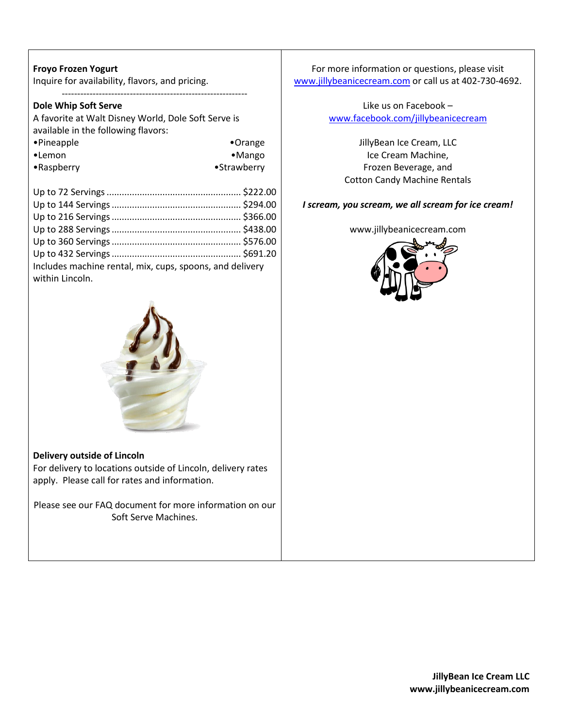**Froyo Frozen Yogurt**

Inquire for availability, flavors, and pricing.

---

**Dole Whip Soft Serve**

A favorite at Walt Disney World, Dole Soft Serve is available in the following flavors:

- Pineapple
- Lemon
- Raspberry
- Orange
- Mango
- Strawberry

| Servings | Price |
| --- | --- |
| Up to 72 Servings | $222.00 |
| Up to 144 Servings | $294.00 |
| Up to 216 Servings | $366.00 |
| Up to 288 Servings | $438.00 |
| Up to 360 Servings | $576.00 |
| Up to 432 Servings | $691.20 |

Includes machine rental, mix, cups, spoons, and delivery within Lincoln.

**Delivery outside of Lincoln**

For delivery to locations outside of Lincoln, delivery rates apply. Please call for rates and information.

Please see our FAQ document for more information on our Soft Serve Machines.

For more information or questions, please visit www.jillybeanicecream.com or call us at 402-730-4692.

Like us on Facebook – www.facebook.com/jillybeanicecream

JillyBean Ice Cream, LLC
Ice Cream Machine,
Frozen Beverage, and
Cotton Candy Machine Rentals

***I scream, you scream, we all scream for ice cream!***

www.jillybeanicecream.com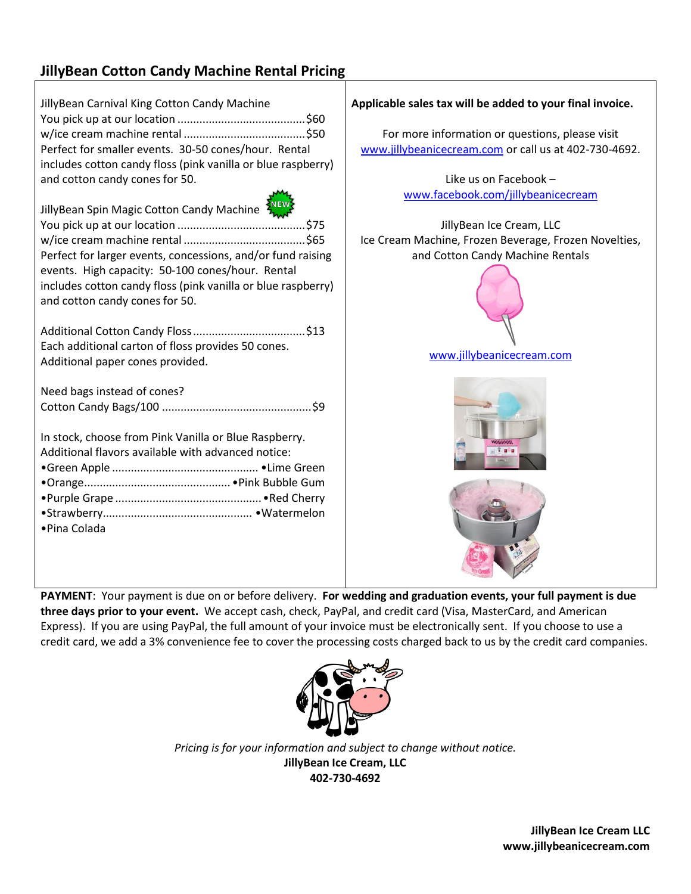## JillyBean Cotton Candy Machine Rental Pricing

JillyBean Carnival King Cotton Candy Machine
You pick up at our location ........................................$60
w/ice cream machine rental ......................................$50
Perfect for smaller events. 30-50 cones/hour. Rental includes cotton candy floss (pink vanilla or blue raspberry) and cotton candy cones for 50.

JillyBean Spin Magic Cotton Candy Machine NEW
You pick up at our location ........................................$75
w/ice cream machine rental ......................................$65
Perfect for larger events, concessions, and/or fund raising events. High capacity: 50-100 cones/hour. Rental includes cotton candy floss (pink vanilla or blue raspberry) and cotton candy cones for 50.

Additional Cotton Candy Floss ....................................$13
Each additional carton of floss provides 50 cones. Additional paper cones provided.

Need bags instead of cones?
Cotton Candy Bags/100 ................................................$9

In stock, choose from Pink Vanilla or Blue Raspberry.
Additional flavors available with advanced notice:

- Green Apple
- Lime Green
- Orange
- Pink Bubble Gum
- Purple Grape
- Red Cherry
- Strawberry
- Watermelon
- Pina Colada

**Applicable sales tax will be added to your final invoice.**

For more information or questions, please visit www.jillybeanicecream.com or call us at 402-730-4692.

Like us on Facebook – www.facebook.com/jillybeanicecream

JillyBean Ice Cream, LLC
Ice Cream Machine, Frozen Beverage, Frozen Novelties, and Cotton Candy Machine Rentals

www.jillybeanicecream.com

**PAYMENT**: Your payment is due on or before delivery. **For wedding and graduation events, your full payment is due three days prior to your event.** We accept cash, check, PayPal, and credit card (Visa, MasterCard, and American Express). If you are using PayPal, the full amount of your invoice must be electronically sent. If you choose to use a credit card, we add a 3% convenience fee to cover the processing costs charged back to us by the credit card companies.

*Pricing is for your information and subject to change without notice.*
**JillyBean Ice Cream, LLC**
**402-730-4692**

**JillyBean Ice Cream LLC**
**www.jillybeanicecream.com**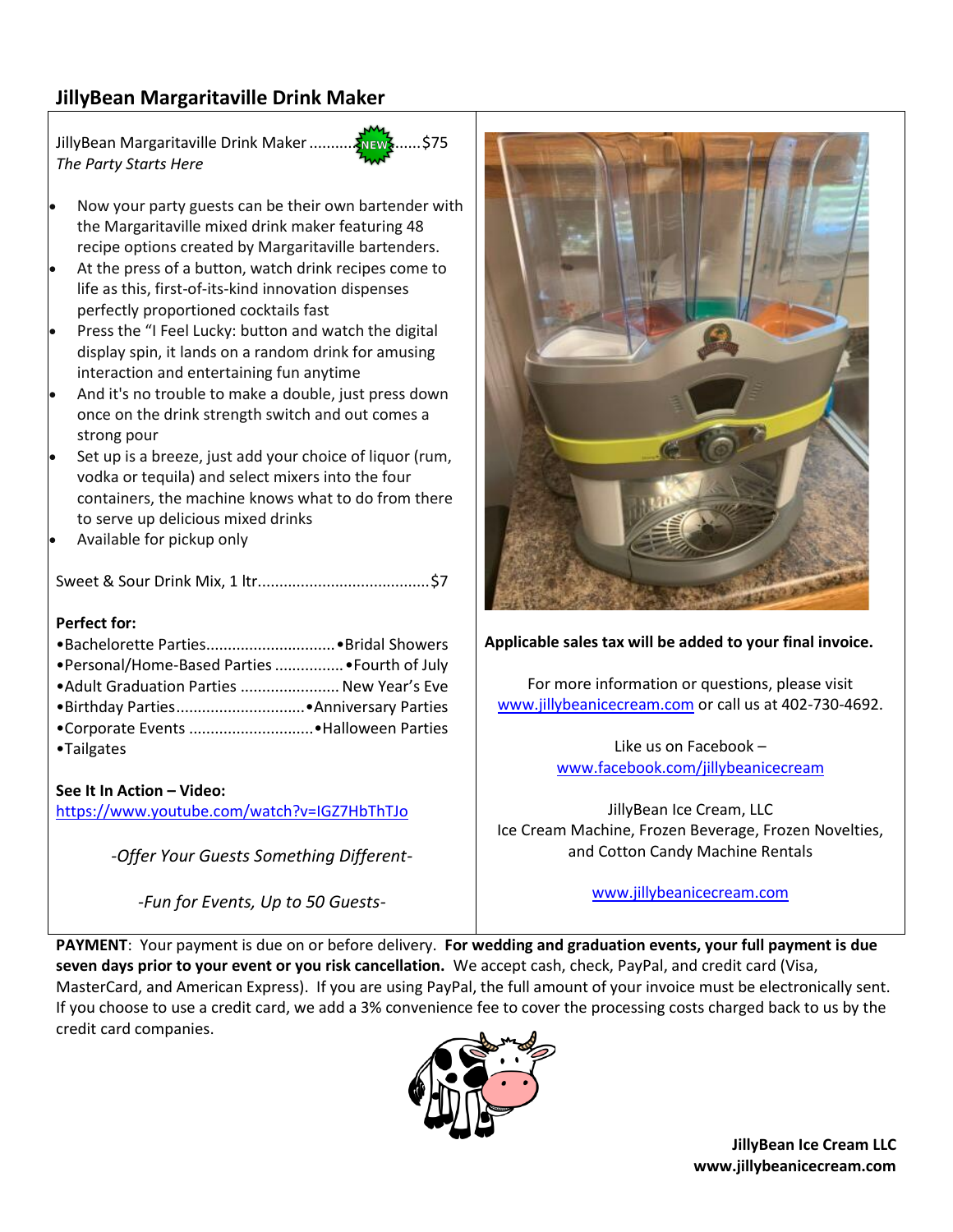## JillyBean Margaritaville Drink Maker

JillyBean Margaritaville Drink Maker ........NEW......$75
*The Party Starts Here*

- Now your party guests can be their own bartender with the Margaritaville mixed drink maker featuring 48 recipe options created by Margaritaville bartenders.
- At the press of a button, watch drink recipes come to life as this, first-of-its-kind innovation dispenses perfectly proportioned cocktails fast
- Press the "I Feel Lucky: button and watch the digital display spin, it lands on a random drink for amusing interaction and entertaining fun anytime
- And it's no trouble to make a double, just press down once on the drink strength switch and out comes a strong pour
- Set up is a breeze, just add your choice of liquor (rum, vodka or tequila) and select mixers into the four containers, the machine knows what to do from there to serve up delicious mixed drinks
- Available for pickup only

Sweet & Sour Drink Mix, 1 ltr........................................$7

**Perfect for:**

•Bachelorette Parties..............................•Bridal Showers
•Personal/Home-Based Parties ................•Fourth of July
•Adult Graduation Parties ....................... New Year's Eve
•Birthday Parties..............................•Anniversary Parties
•Corporate Events .............................•Halloween Parties
•Tailgates

**See It In Action – Video:**
https://www.youtube.com/watch?v=IGZ7HbThTJo

*-Offer Your Guests Something Different-*

*-Fun for Events, Up to 50 Guests-*

**Applicable sales tax will be added to your final invoice.**

For more information or questions, please visit www.jillybeanicecream.com or call us at 402-730-4692.

Like us on Facebook –
www.facebook.com/jillybeanicecream

JillyBean Ice Cream, LLC
Ice Cream Machine, Frozen Beverage, Frozen Novelties, and Cotton Candy Machine Rentals

www.jillybeanicecream.com

**PAYMENT**: Your payment is due on or before delivery. **For wedding and graduation events, your full payment is due seven days prior to your event or you risk cancellation.** We accept cash, check, PayPal, and credit card (Visa, MasterCard, and American Express). If you are using PayPal, the full amount of your invoice must be electronically sent. If you choose to use a credit card, we add a 3% convenience fee to cover the processing costs charged back to us by the credit card companies.

**JillyBean Ice Cream LLC**
**www.jillybeanicecream.com**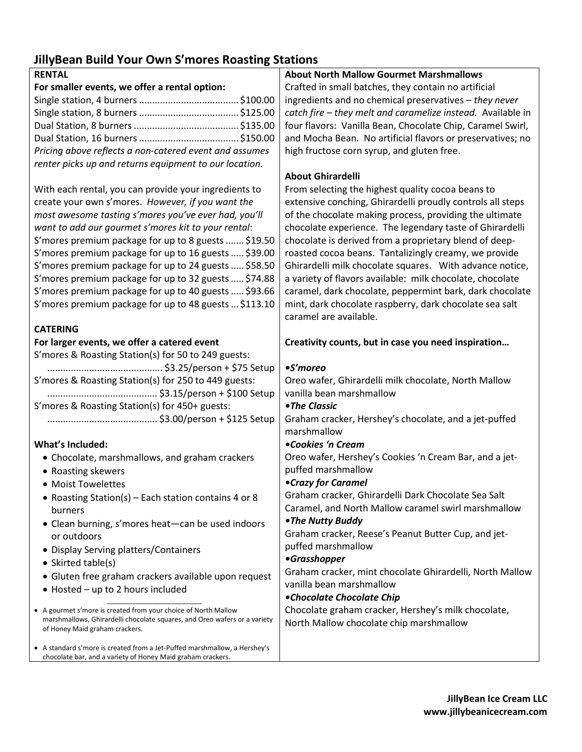## JillyBean Build Your Own S'mores Roasting Stations

### RENTAL

**For smaller events, we offer a rental option:**

Single station, 4 burners ...................................... $100.00
Single station, 8 burners ...................................... $125.00
Dual Station, 8 burners ........................................ $135.00
Dual Station, 16 burners ...................................... $150.00

*Pricing above reflects a non-catered event and assumes renter picks up and returns equipment to our location.*

With each rental, you can provide your ingredients to create your own s'mores. *However, if you want the most awesome tasting s'mores you've ever had, you'll want to add our gourmet s'mores kit to your rental*:

S'mores premium package for up to 8 guests ....... $19.50
S'mores premium package for up to 16 guests ..... $39.00
S'mores premium package for up to 24 guests ..... $58.50
S'mores premium package for up to 32 guests ..... $74.88
S'mores premium package for up to 40 guests ..... $93.66
S'mores premium package for up to 48 guests ... $113.10

### CATERING

**For larger events, we offer a catered event**

S'mores & Roasting Station(s) for 50 to 249 guests:
........................................... $3.25/person + $75 Setup
S'mores & Roasting Station(s) for 250 to 449 guests:
......................................... $3.15/person + $100 Setup
S'mores & Roasting Station(s) for 450+ guests:
......................................... $3.00/person + $125 Setup

**What's Included:**

- Chocolate, marshmallows, and graham crackers
- Roasting skewers
- Moist Towelettes
- Roasting Station(s) – Each station contains 4 or 8 burners
- Clean burning, s'mores heat—can be used indoors or outdoors
- Display Serving platters/Containers
- Skirted table(s)
- Gluten free graham crackers available upon request
- Hosted – up to 2 hours included

---

- A gourmet s'more is created from your choice of North Mallow marshmallows, Ghirardelli chocolate squares, and Oreo wafers or a variety of Honey Maid graham crackers.
- A standard s'more is created from a Jet-Puffed marshmallow, a Hershey's chocolate bar, and a variety of Honey Maid graham crackers.

**About North Mallow Gourmet Marshmallows**

Crafted in small batches, they contain no artificial ingredients and no chemical preservatives – *they never catch fire – they melt and caramelize instead.* Available in four flavors: Vanilla Bean, Chocolate Chip, Caramel Swirl, and Mocha Bean. No artificial flavors or preservatives; no high fructose corn syrup, and gluten free.

**About Ghirardelli**

From selecting the highest quality cocoa beans to extensive conching, Ghirardelli proudly controls all steps of the chocolate making process, providing the ultimate chocolate experience. The legendary taste of Ghirardelli chocolate is derived from a proprietary blend of deep-roasted cocoa beans. Tantalizingly creamy, we provide Ghirardelli milk chocolate squares. With advance notice, a variety of flavors available: milk chocolate, chocolate caramel, dark chocolate, peppermint bark, dark chocolate mint, dark chocolate raspberry, dark chocolate sea salt caramel are available.

**Creativity counts, but in case you need inspiration…**

***•S'moreo***
Oreo wafer, Ghirardelli milk chocolate, North Mallow vanilla bean marshmallow

***•The Classic***
Graham cracker, Hershey's chocolate, and a jet-puffed marshmallow

***•Cookies 'n Cream***
Oreo wafer, Hershey's Cookies 'n Cream Bar, and a jet-puffed marshmallow

***•Crazy for Caramel***
Graham cracker, Ghirardelli Dark Chocolate Sea Salt Caramel, and North Mallow caramel swirl marshmallow

***•The Nutty Buddy***
Graham cracker, Reese's Peanut Butter Cup, and jet-puffed marshmallow

***•Grasshopper***
Graham cracker, mint chocolate Ghirardelli, North Mallow vanilla bean marshmallow

***•Chocolate Chocolate Chip***
Chocolate graham cracker, Hershey's milk chocolate, North Mallow chocolate chip marshmallow

**JillyBean Ice Cream LLC**
**www.jillybeanicecream.com**